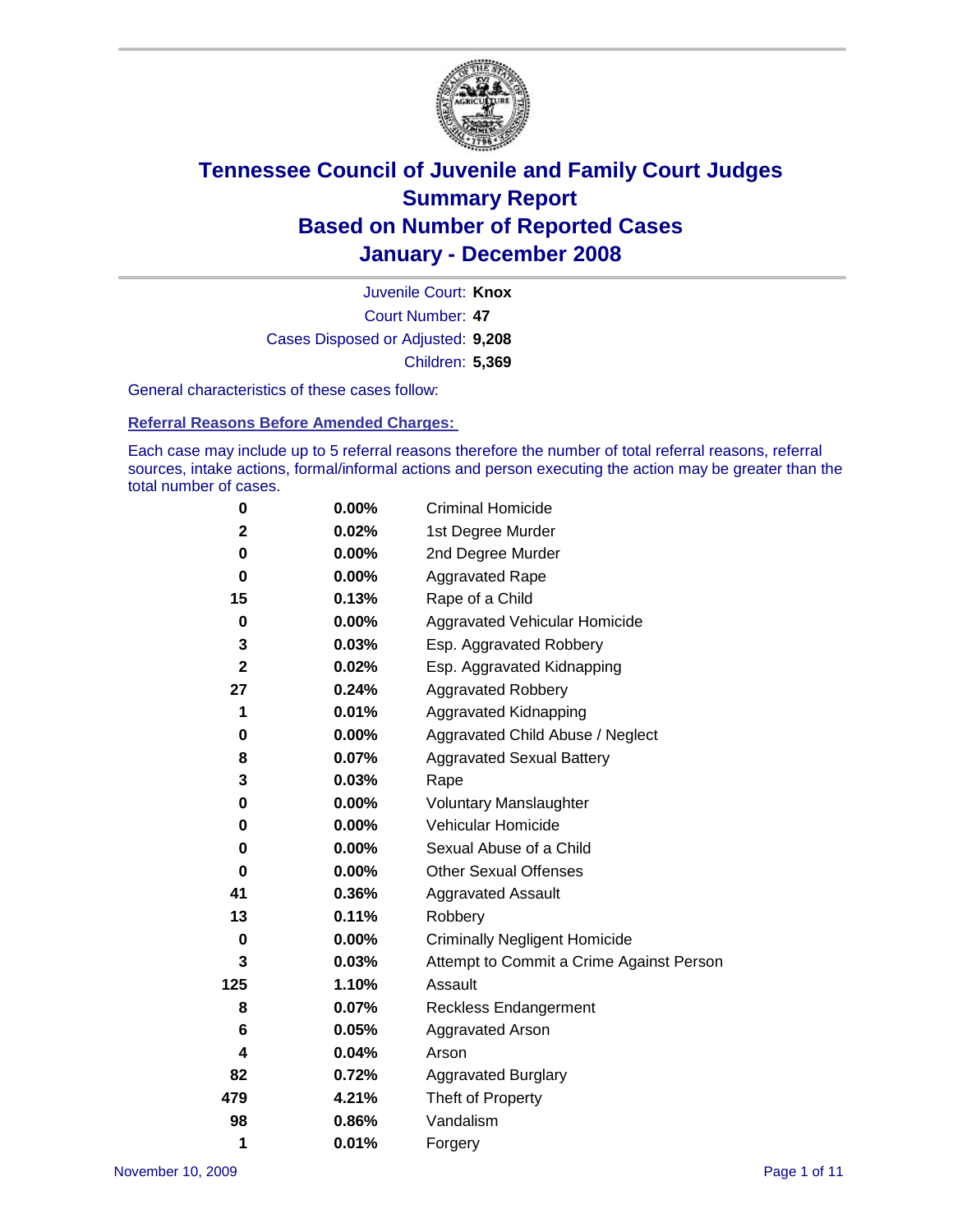# Tennessee Council of Juvenile and Family Court Judges
## Summary Report
## Based on Number of Reported Cases
## January - December 2008

Juvenile Court: **Knox**

Court Number: **47**

Cases Disposed or Adjusted: **9,208**

Children: **5,369**

General characteristics of these cases follow:

### Referral Reasons Before Amended Charges:

Each case may include up to 5 referral reasons therefore the number of total referral reasons, referral sources, intake actions, formal/informal actions and person executing the action may be greater than the total number of cases.

| Count | Percent | Referral Reason |
|---|---|---|
| 0 | 0.00% | Criminal Homicide |
| 2 | 0.02% | 1st Degree Murder |
| 0 | 0.00% | 2nd Degree Murder |
| 0 | 0.00% | Aggravated Rape |
| 15 | 0.13% | Rape of a Child |
| 0 | 0.00% | Aggravated Vehicular Homicide |
| 3 | 0.03% | Esp. Aggravated Robbery |
| 2 | 0.02% | Esp. Aggravated Kidnapping |
| 27 | 0.24% | Aggravated Robbery |
| 1 | 0.01% | Aggravated Kidnapping |
| 0 | 0.00% | Aggravated Child Abuse / Neglect |
| 8 | 0.07% | Aggravated Sexual Battery |
| 3 | 0.03% | Rape |
| 0 | 0.00% | Voluntary Manslaughter |
| 0 | 0.00% | Vehicular Homicide |
| 0 | 0.00% | Sexual Abuse of a Child |
| 0 | 0.00% | Other Sexual Offenses |
| 41 | 0.36% | Aggravated Assault |
| 13 | 0.11% | Robbery |
| 0 | 0.00% | Criminally Negligent Homicide |
| 3 | 0.03% | Attempt to Commit a Crime Against Person |
| 125 | 1.10% | Assault |
| 8 | 0.07% | Reckless Endangerment |
| 6 | 0.05% | Aggravated Arson |
| 4 | 0.04% | Arson |
| 82 | 0.72% | Aggravated Burglary |
| 479 | 4.21% | Theft of Property |
| 98 | 0.86% | Vandalism |
| 1 | 0.01% | Forgery |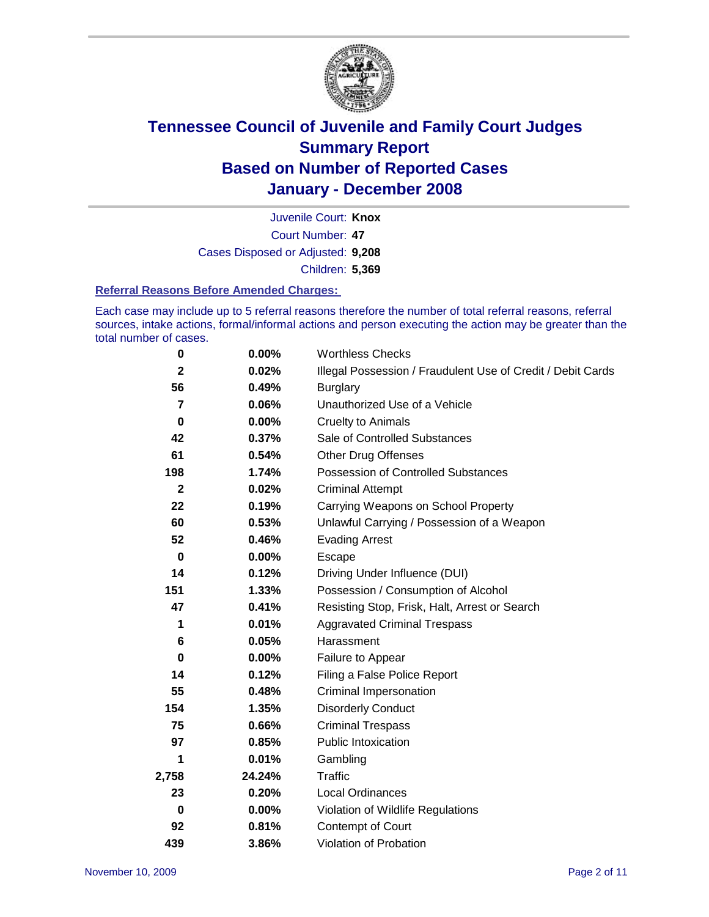# Tennessee Council of Juvenile and Family Court Judges
# Summary Report
# Based on Number of Reported Cases
# January - December 2008

Juvenile Court: **Knox**

Court Number: **47**

Cases Disposed or Adjusted: **9,208**

Children: **5,369**

### Referral Reasons Before Amended Charges:

Each case may include up to 5 referral reasons therefore the number of total referral reasons, referral sources, intake actions, formal/informal actions and person executing the action may be greater than the total number of cases.

| | | |
|---|---|---|
| 0 | 0.00% | Worthless Checks |
| 2 | 0.02% | Illegal Possession / Fraudulent Use of Credit / Debit Cards |
| 56 | 0.49% | Burglary |
| 7 | 0.06% | Unauthorized Use of a Vehicle |
| 0 | 0.00% | Cruelty to Animals |
| 42 | 0.37% | Sale of Controlled Substances |
| 61 | 0.54% | Other Drug Offenses |
| 198 | 1.74% | Possession of Controlled Substances |
| 2 | 0.02% | Criminal Attempt |
| 22 | 0.19% | Carrying Weapons on School Property |
| 60 | 0.53% | Unlawful Carrying / Possession of a Weapon |
| 52 | 0.46% | Evading Arrest |
| 0 | 0.00% | Escape |
| 14 | 0.12% | Driving Under Influence (DUI) |
| 151 | 1.33% | Possession / Consumption of Alcohol |
| 47 | 0.41% | Resisting Stop, Frisk, Halt, Arrest or Search |
| 1 | 0.01% | Aggravated Criminal Trespass |
| 6 | 0.05% | Harassment |
| 0 | 0.00% | Failure to Appear |
| 14 | 0.12% | Filing a False Police Report |
| 55 | 0.48% | Criminal Impersonation |
| 154 | 1.35% | Disorderly Conduct |
| 75 | 0.66% | Criminal Trespass |
| 97 | 0.85% | Public Intoxication |
| 1 | 0.01% | Gambling |
| 2,758 | 24.24% | Traffic |
| 23 | 0.20% | Local Ordinances |
| 0 | 0.00% | Violation of Wildlife Regulations |
| 92 | 0.81% | Contempt of Court |
| 439 | 3.86% | Violation of Probation |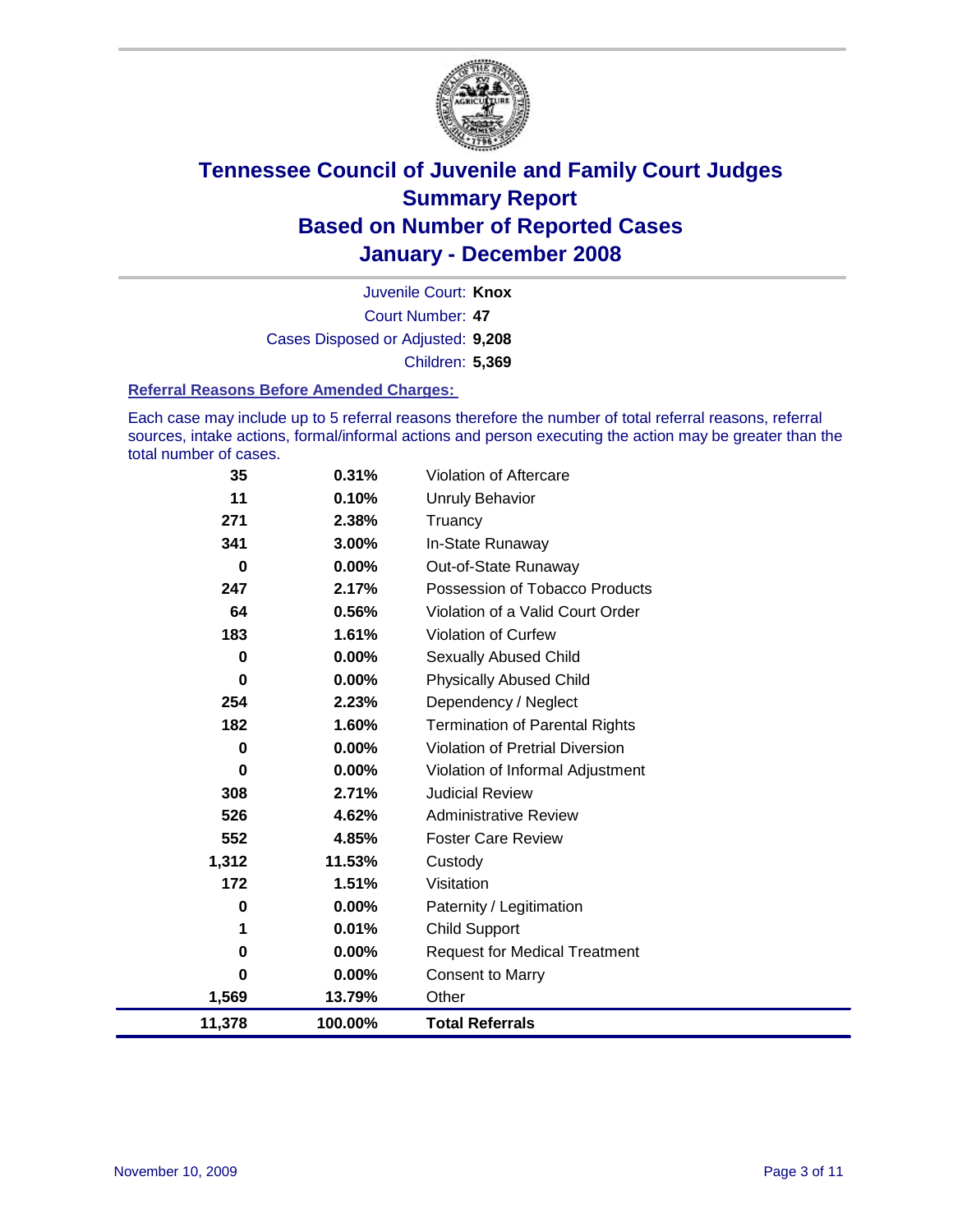# Tennessee Council of Juvenile and Family Court Judges
## Summary Report
## Based on Number of Reported Cases
## January - December 2008

Juvenile Court: **Knox**
Court Number: **47**
Cases Disposed or Adjusted: **9,208**
Children: **5,369**

### Referral Reasons Before Amended Charges:

Each case may include up to 5 referral reasons therefore the number of total referral reasons, referral sources, intake actions, formal/informal actions and person executing the action may be greater than the total number of cases.

| Count | Percent | Referral Reason |
|---|---|---|
| 35 | 0.31% | Violation of Aftercare |
| 11 | 0.10% | Unruly Behavior |
| 271 | 2.38% | Truancy |
| 341 | 3.00% | In-State Runaway |
| 0 | 0.00% | Out-of-State Runaway |
| 247 | 2.17% | Possession of Tobacco Products |
| 64 | 0.56% | Violation of a Valid Court Order |
| 183 | 1.61% | Violation of Curfew |
| 0 | 0.00% | Sexually Abused Child |
| 0 | 0.00% | Physically Abused Child |
| 254 | 2.23% | Dependency / Neglect |
| 182 | 1.60% | Termination of Parental Rights |
| 0 | 0.00% | Violation of Pretrial Diversion |
| 0 | 0.00% | Violation of Informal Adjustment |
| 308 | 2.71% | Judicial Review |
| 526 | 4.62% | Administrative Review |
| 552 | 4.85% | Foster Care Review |
| 1,312 | 11.53% | Custody |
| 172 | 1.51% | Visitation |
| 0 | 0.00% | Paternity / Legitimation |
| 1 | 0.01% | Child Support |
| 0 | 0.00% | Request for Medical Treatment |
| 0 | 0.00% | Consent to Marry |
| 1,569 | 13.79% | Other |
| **11,378** | **100.00%** | **Total Referrals** |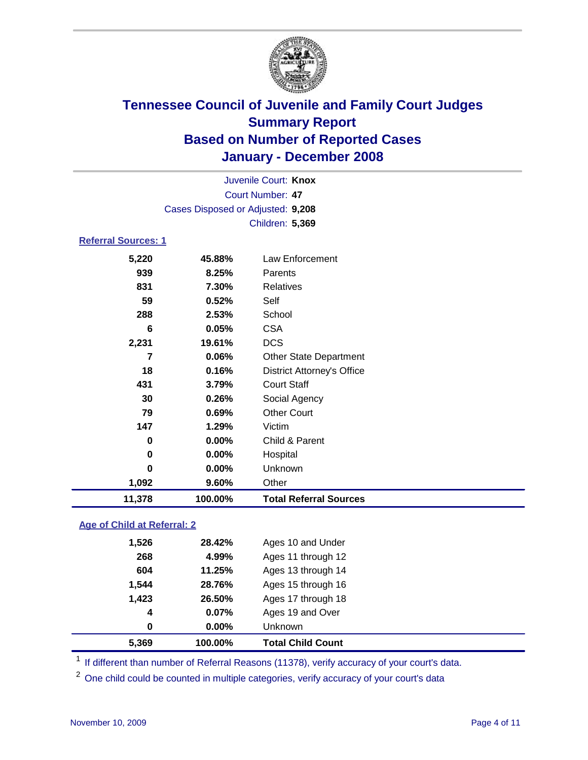# Tennessee Council of Juvenile and Family Court Judges
## Summary Report
## Based on Number of Reported Cases
## January - December 2008

Juvenile Court: **Knox**

Court Number: **47**

Cases Disposed or Adjusted: **9,208**

Children: **5,369**

### Referral Sources: 1

| | | |
|---|---|---|
| 5,220 | 45.88% | Law Enforcement |
| 939 | 8.25% | Parents |
| 831 | 7.30% | Relatives |
| 59 | 0.52% | Self |
| 288 | 2.53% | School |
| 6 | 0.05% | CSA |
| 2,231 | 19.61% | DCS |
| 7 | 0.06% | Other State Department |
| 18 | 0.16% | District Attorney's Office |
| 431 | 3.79% | Court Staff |
| 30 | 0.26% | Social Agency |
| 79 | 0.69% | Other Court |
| 147 | 1.29% | Victim |
| 0 | 0.00% | Child & Parent |
| 0 | 0.00% | Hospital |
| 0 | 0.00% | Unknown |
| 1,092 | 9.60% | Other |
| **11,378** | **100.00%** | **Total Referral Sources** |

### Age of Child at Referral: 2

| | | |
|---|---|---|
| 1,526 | 28.42% | Ages 10 and Under |
| 268 | 4.99% | Ages 11 through 12 |
| 604 | 11.25% | Ages 13 through 14 |
| 1,544 | 28.76% | Ages 15 through 16 |
| 1,423 | 26.50% | Ages 17 through 18 |
| 4 | 0.07% | Ages 19 and Over |
| 0 | 0.00% | Unknown |
| **5,369** | **100.00%** | **Total Child Count** |

[1] If different than number of Referral Reasons (11378), verify accuracy of your court's data.

[2] One child could be counted in multiple categories, verify accuracy of your court's data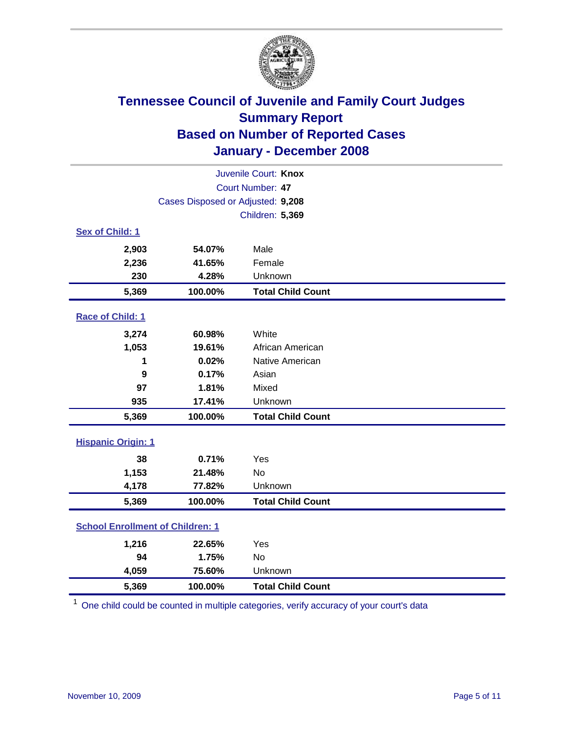# Tennessee Council of Juvenile and Family Court Judges
## Summary Report
## Based on Number of Reported Cases
## January - December 2008

Juvenile Court: **Knox**
Court Number: **47**
Cases Disposed or Adjusted: **9,208**
Children: **5,369**

### Sex of Child: 1

| | | |
|---|---|---|
| 2,903 | 54.07% | Male |
| 2,236 | 41.65% | Female |
| 230 | 4.28% | Unknown |
| **5,369** | **100.00%** | **Total Child Count** |

### Race of Child: 1

| | | |
|---|---|---|
| 3,274 | 60.98% | White |
| 1,053 | 19.61% | African American |
| 1 | 0.02% | Native American |
| 9 | 0.17% | Asian |
| 97 | 1.81% | Mixed |
| 935 | 17.41% | Unknown |
| **5,369** | **100.00%** | **Total Child Count** |

### Hispanic Origin: 1

| | | |
|---|---|---|
| 38 | 0.71% | Yes |
| 1,153 | 21.48% | No |
| 4,178 | 77.82% | Unknown |
| **5,369** | **100.00%** | **Total Child Count** |

### School Enrollment of Children: 1

| | | |
|---|---|---|
| 1,216 | 22.65% | Yes |
| 94 | 1.75% | No |
| 4,059 | 75.60% | Unknown |
| **5,369** | **100.00%** | **Total Child Count** |

[1] One child could be counted in multiple categories, verify accuracy of your court's data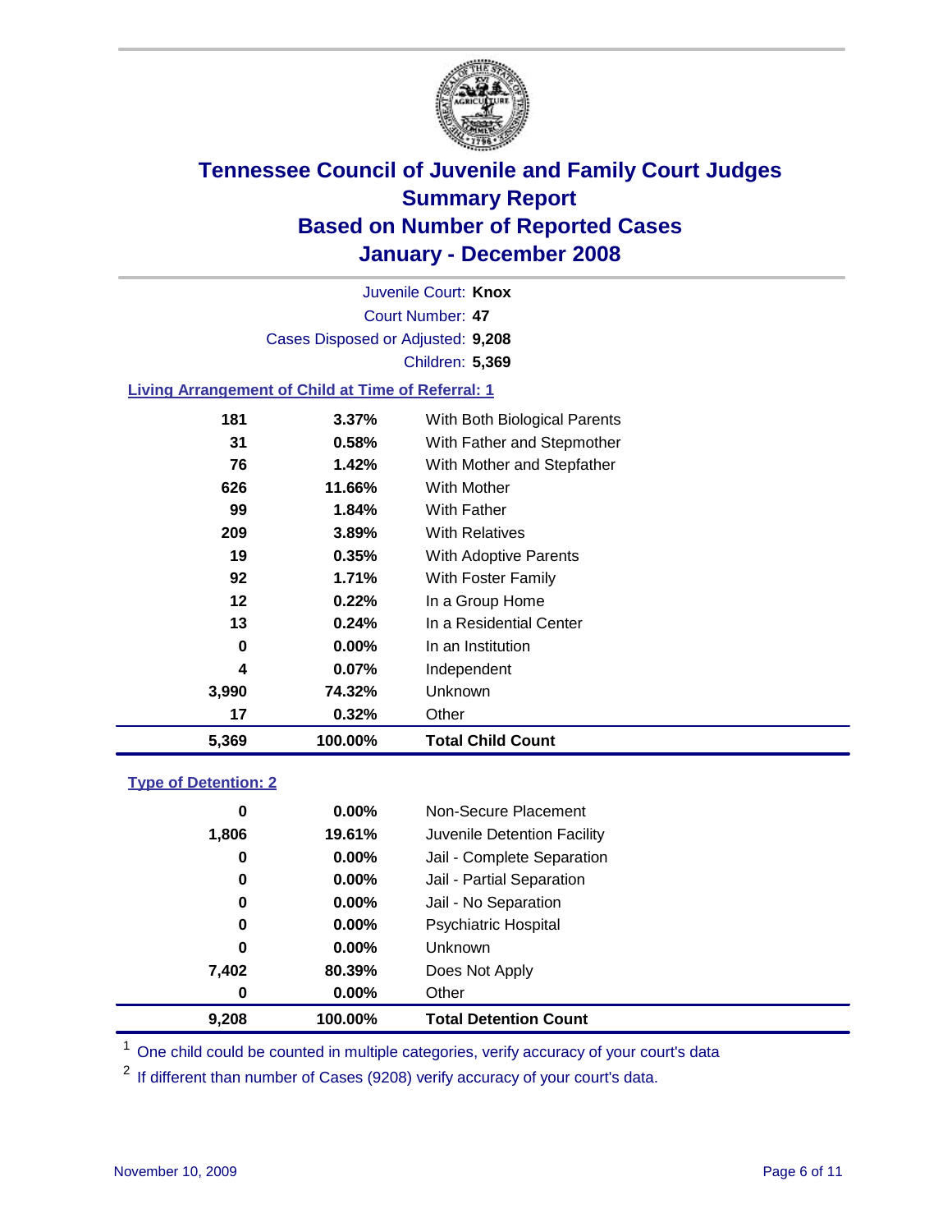# Tennessee Council of Juvenile and Family Court Judges
## Summary Report
## Based on Number of Reported Cases
## January - December 2008

Juvenile Court: **Knox**

Court Number: **47**

Cases Disposed or Adjusted: **9,208**

Children: **5,369**

### Living Arrangement of Child at Time of Referral: 1

| Count | Percent | Category |
|---|---|---|
| 181 | 3.37% | With Both Biological Parents |
| 31 | 0.58% | With Father and Stepmother |
| 76 | 1.42% | With Mother and Stepfather |
| 626 | 11.66% | With Mother |
| 99 | 1.84% | With Father |
| 209 | 3.89% | With Relatives |
| 19 | 0.35% | With Adoptive Parents |
| 92 | 1.71% | With Foster Family |
| 12 | 0.22% | In a Group Home |
| 13 | 0.24% | In a Residential Center |
| 0 | 0.00% | In an Institution |
| 4 | 0.07% | Independent |
| 3,990 | 74.32% | Unknown |
| 17 | 0.32% | Other |
| **5,369** | **100.00%** | **Total Child Count** |

### Type of Detention: 2

| Count | Percent | Category |
|---|---|---|
| 0 | 0.00% | Non-Secure Placement |
| 1,806 | 19.61% | Juvenile Detention Facility |
| 0 | 0.00% | Jail - Complete Separation |
| 0 | 0.00% | Jail - Partial Separation |
| 0 | 0.00% | Jail - No Separation |
| 0 | 0.00% | Psychiatric Hospital |
| 0 | 0.00% | Unknown |
| 7,402 | 80.39% | Does Not Apply |
| 0 | 0.00% | Other |
| **9,208** | **100.00%** | **Total Detention Count** |

[1] One child could be counted in multiple categories, verify accuracy of your court's data

[2] If different than number of Cases (9208) verify accuracy of your court's data.

November 10, 2009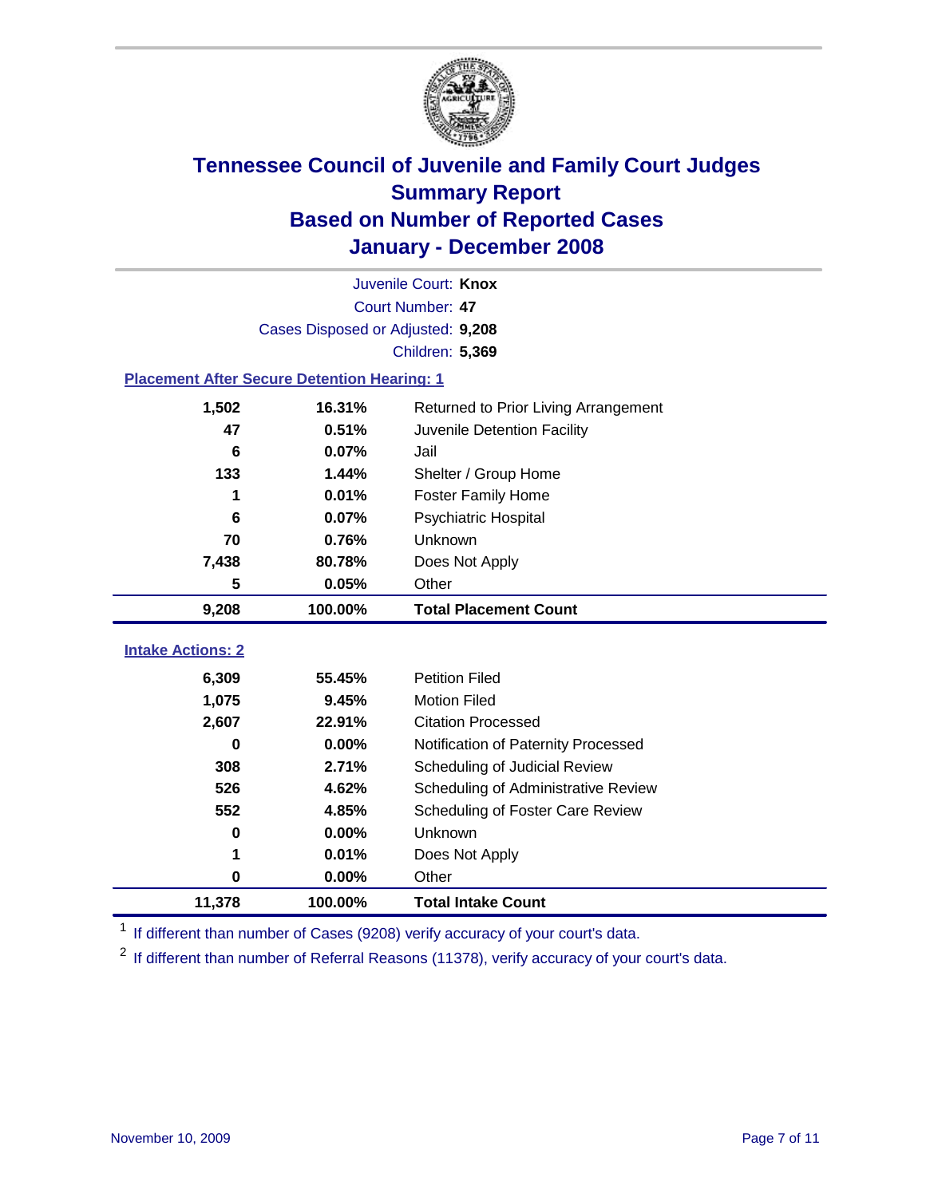# Tennessee Council of Juvenile and Family Court Judges
## Summary Report
## Based on Number of Reported Cases
## January - December 2008

Juvenile Court: **Knox**
Court Number: **47**
Cases Disposed or Adjusted: **9,208**
Children: **5,369**

### Placement After Secure Detention Hearing: 1

| Count | Percent | Placement |
|---|---|---|
| 1,502 | 16.31% | Returned to Prior Living Arrangement |
| 47 | 0.51% | Juvenile Detention Facility |
| 6 | 0.07% | Jail |
| 133 | 1.44% | Shelter / Group Home |
| 1 | 0.01% | Foster Family Home |
| 6 | 0.07% | Psychiatric Hospital |
| 70 | 0.76% | Unknown |
| 7,438 | 80.78% | Does Not Apply |
| 5 | 0.05% | Other |
| **9,208** | **100.00%** | **Total Placement Count** |

### Intake Actions: 2

| Count | Percent | Intake Action |
|---|---|---|
| 6,309 | 55.45% | Petition Filed |
| 1,075 | 9.45% | Motion Filed |
| 2,607 | 22.91% | Citation Processed |
| 0 | 0.00% | Notification of Paternity Processed |
| 308 | 2.71% | Scheduling of Judicial Review |
| 526 | 4.62% | Scheduling of Administrative Review |
| 552 | 4.85% | Scheduling of Foster Care Review |
| 0 | 0.00% | Unknown |
| 1 | 0.01% | Does Not Apply |
| 0 | 0.00% | Other |
| **11,378** | **100.00%** | **Total Intake Count** |

[1] If different than number of Cases (9208) verify accuracy of your court's data.

[2] If different than number of Referral Reasons (11378), verify accuracy of your court's data.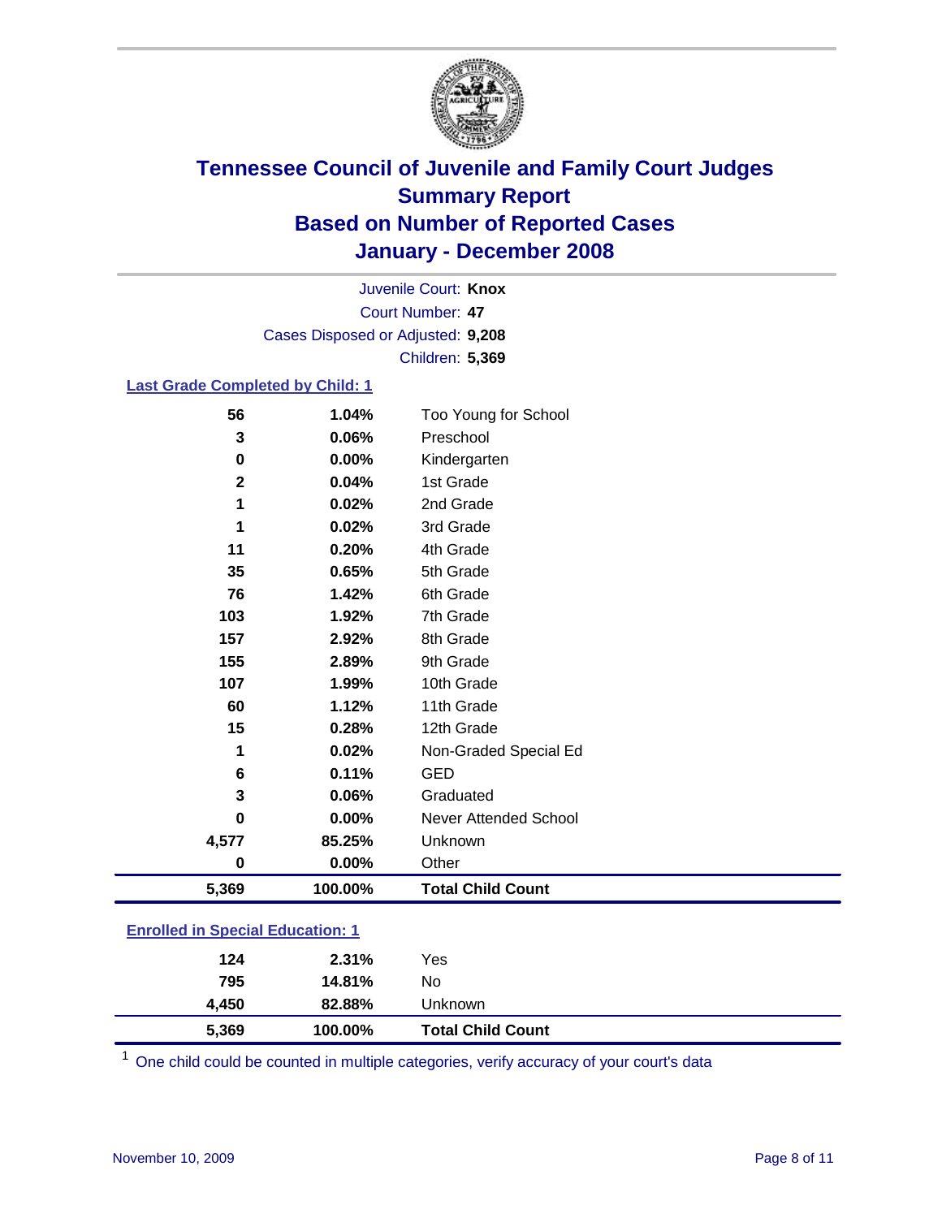# Tennessee Council of Juvenile and Family Court Judges
## Summary Report
## Based on Number of Reported Cases
## January - December 2008

Juvenile Court: **Knox**
Court Number: **47**
Cases Disposed or Adjusted: **9,208**
Children: **5,369**

### Last Grade Completed by Child: 1

| | | |
|---|---|---|
| 56 | 1.04% | Too Young for School |
| 3 | 0.06% | Preschool |
| 0 | 0.00% | Kindergarten |
| 2 | 0.04% | 1st Grade |
| 1 | 0.02% | 2nd Grade |
| 1 | 0.02% | 3rd Grade |
| 11 | 0.20% | 4th Grade |
| 35 | 0.65% | 5th Grade |
| 76 | 1.42% | 6th Grade |
| 103 | 1.92% | 7th Grade |
| 157 | 2.92% | 8th Grade |
| 155 | 2.89% | 9th Grade |
| 107 | 1.99% | 10th Grade |
| 60 | 1.12% | 11th Grade |
| 15 | 0.28% | 12th Grade |
| 1 | 0.02% | Non-Graded Special Ed |
| 6 | 0.11% | GED |
| 3 | 0.06% | Graduated |
| 0 | 0.00% | Never Attended School |
| 4,577 | 85.25% | Unknown |
| 0 | 0.00% | Other |
| **5,369** | **100.00%** | **Total Child Count** |

### Enrolled in Special Education: 1

| | | |
|---|---|---|
| 124 | 2.31% | Yes |
| 795 | 14.81% | No |
| 4,450 | 82.88% | Unknown |
| **5,369** | **100.00%** | **Total Child Count** |

[1] One child could be counted in multiple categories, verify accuracy of your court's data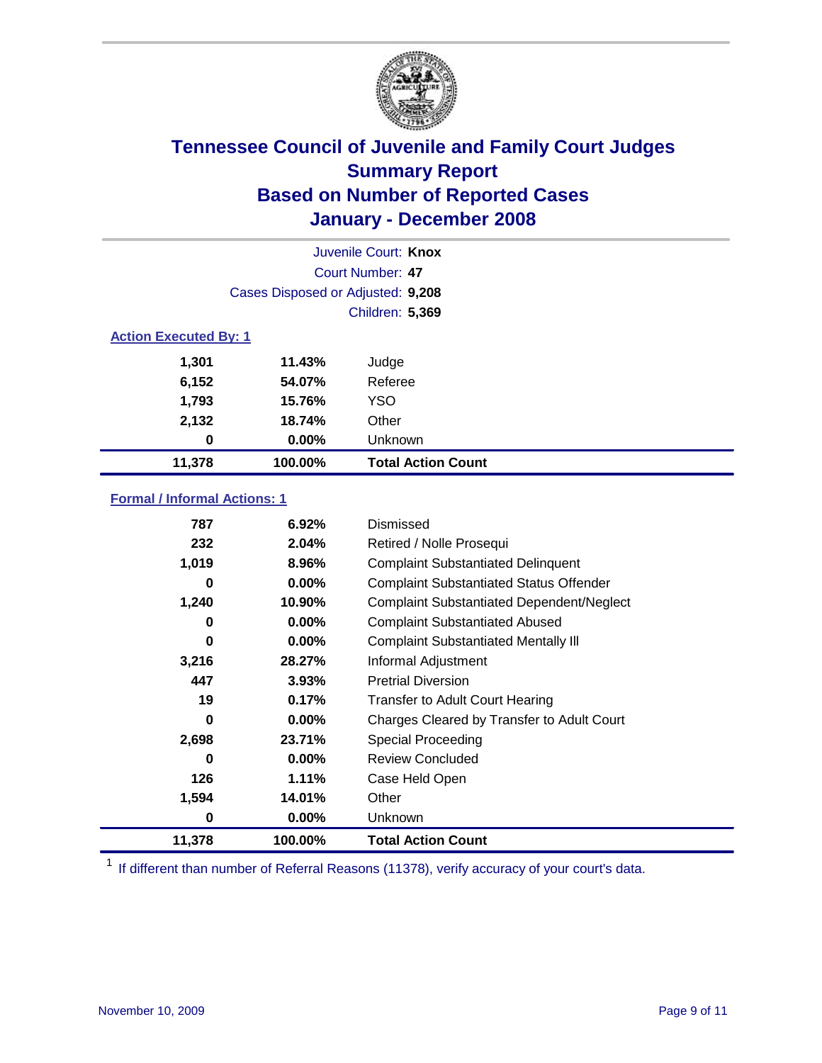# Tennessee Council of Juvenile and Family Court Judges
## Summary Report
## Based on Number of Reported Cases
## January - December 2008

Juvenile Court: **Knox**
Court Number: **47**
Cases Disposed or Adjusted: **9,208**
Children: **5,369**

### Action Executed By: 1

| | | |
|---|---|---|
| 1,301 | 11.43% | Judge |
| 6,152 | 54.07% | Referee |
| 1,793 | 15.76% | YSO |
| 2,132 | 18.74% | Other |
| 0 | 0.00% | Unknown |
| **11,378** | **100.00%** | **Total Action Count** |

### Formal / Informal Actions: 1

| | | |
|---|---|---|
| 787 | 6.92% | Dismissed |
| 232 | 2.04% | Retired / Nolle Prosequi |
| 1,019 | 8.96% | Complaint Substantiated Delinquent |
| 0 | 0.00% | Complaint Substantiated Status Offender |
| 1,240 | 10.90% | Complaint Substantiated Dependent/Neglect |
| 0 | 0.00% | Complaint Substantiated Abused |
| 0 | 0.00% | Complaint Substantiated Mentally Ill |
| 3,216 | 28.27% | Informal Adjustment |
| 447 | 3.93% | Pretrial Diversion |
| 19 | 0.17% | Transfer to Adult Court Hearing |
| 0 | 0.00% | Charges Cleared by Transfer to Adult Court |
| 2,698 | 23.71% | Special Proceeding |
| 0 | 0.00% | Review Concluded |
| 126 | 1.11% | Case Held Open |
| 1,594 | 14.01% | Other |
| 0 | 0.00% | Unknown |
| **11,378** | **100.00%** | **Total Action Count** |

[1] If different than number of Referral Reasons (11378), verify accuracy of your court's data.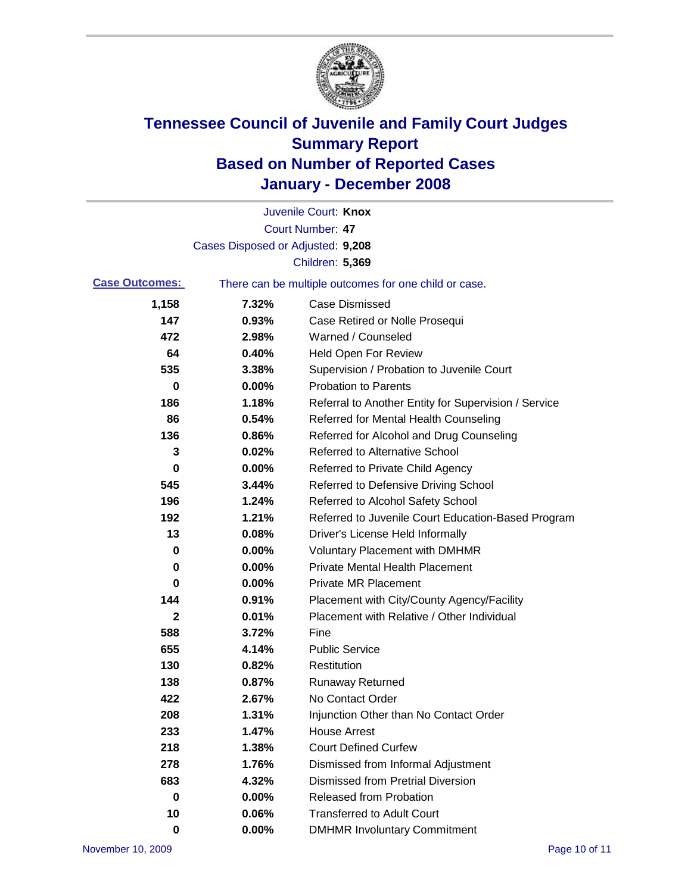# Tennessee Council of Juvenile and Family Court Judges
## Summary Report
## Based on Number of Reported Cases
## January - December 2008

Juvenile Court: **Knox**

Court Number: **47**

Cases Disposed or Adjusted: **9,208**

Children: **5,369**

**Case Outcomes:** There can be multiple outcomes for one child or case.

| Count | Percent | Outcome |
|---|---|---|
| 1,158 | 7.32% | Case Dismissed |
| 147 | 0.93% | Case Retired or Nolle Prosequi |
| 472 | 2.98% | Warned / Counseled |
| 64 | 0.40% | Held Open For Review |
| 535 | 3.38% | Supervision / Probation to Juvenile Court |
| 0 | 0.00% | Probation to Parents |
| 186 | 1.18% | Referral to Another Entity for Supervision / Service |
| 86 | 0.54% | Referred for Mental Health Counseling |
| 136 | 0.86% | Referred for Alcohol and Drug Counseling |
| 3 | 0.02% | Referred to Alternative School |
| 0 | 0.00% | Referred to Private Child Agency |
| 545 | 3.44% | Referred to Defensive Driving School |
| 196 | 1.24% | Referred to Alcohol Safety School |
| 192 | 1.21% | Referred to Juvenile Court Education-Based Program |
| 13 | 0.08% | Driver's License Held Informally |
| 0 | 0.00% | Voluntary Placement with DMHMR |
| 0 | 0.00% | Private Mental Health Placement |
| 0 | 0.00% | Private MR Placement |
| 144 | 0.91% | Placement with City/County Agency/Facility |
| 2 | 0.01% | Placement with Relative / Other Individual |
| 588 | 3.72% | Fine |
| 655 | 4.14% | Public Service |
| 130 | 0.82% | Restitution |
| 138 | 0.87% | Runaway Returned |
| 422 | 2.67% | No Contact Order |
| 208 | 1.31% | Injunction Other than No Contact Order |
| 233 | 1.47% | House Arrest |
| 218 | 1.38% | Court Defined Curfew |
| 278 | 1.76% | Dismissed from Informal Adjustment |
| 683 | 4.32% | Dismissed from Pretrial Diversion |
| 0 | 0.00% | Released from Probation |
| 10 | 0.06% | Transferred to Adult Court |
| 0 | 0.00% | DMHMR Involuntary Commitment |

November 10, 2009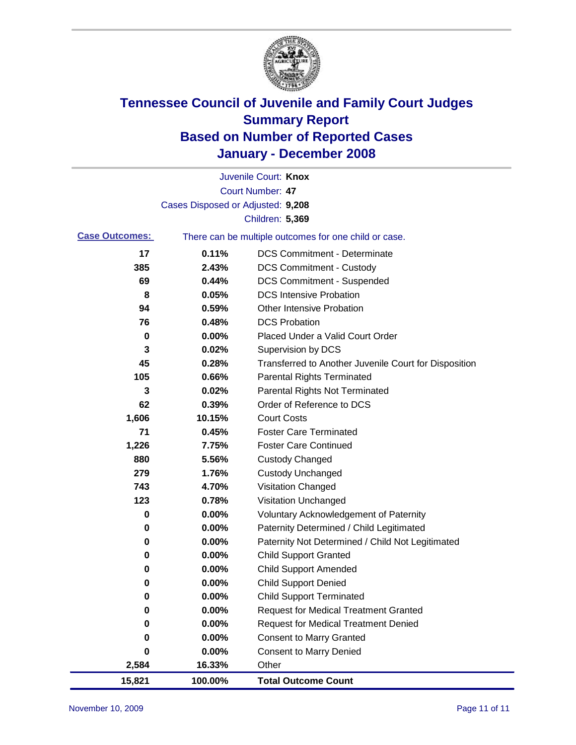# Tennessee Council of Juvenile and Family Court Judges
# Summary Report
# Based on Number of Reported Cases
# January - December 2008

Juvenile Court: **Knox**
Court Number: **47**
Cases Disposed or Adjusted: **9,208**
Children: **5,369**

**Case Outcomes:** There can be multiple outcomes for one child or case.

| | | |
|---|---|---|
| 17 | 0.11% | DCS Commitment - Determinate |
| 385 | 2.43% | DCS Commitment - Custody |
| 69 | 0.44% | DCS Commitment - Suspended |
| 8 | 0.05% | DCS Intensive Probation |
| 94 | 0.59% | Other Intensive Probation |
| 76 | 0.48% | DCS Probation |
| 0 | 0.00% | Placed Under a Valid Court Order |
| 3 | 0.02% | Supervision by DCS |
| 45 | 0.28% | Transferred to Another Juvenile Court for Disposition |
| 105 | 0.66% | Parental Rights Terminated |
| 3 | 0.02% | Parental Rights Not Terminated |
| 62 | 0.39% | Order of Reference to DCS |
| 1,606 | 10.15% | Court Costs |
| 71 | 0.45% | Foster Care Terminated |
| 1,226 | 7.75% | Foster Care Continued |
| 880 | 5.56% | Custody Changed |
| 279 | 1.76% | Custody Unchanged |
| 743 | 4.70% | Visitation Changed |
| 123 | 0.78% | Visitation Unchanged |
| 0 | 0.00% | Voluntary Acknowledgement of Paternity |
| 0 | 0.00% | Paternity Determined / Child Legitimated |
| 0 | 0.00% | Paternity Not Determined / Child Not Legitimated |
| 0 | 0.00% | Child Support Granted |
| 0 | 0.00% | Child Support Amended |
| 0 | 0.00% | Child Support Denied |
| 0 | 0.00% | Child Support Terminated |
| 0 | 0.00% | Request for Medical Treatment Granted |
| 0 | 0.00% | Request for Medical Treatment Denied |
| 0 | 0.00% | Consent to Marry Granted |
| 0 | 0.00% | Consent to Marry Denied |
| 2,584 | 16.33% | Other |
| **15,821** | **100.00%** | **Total Outcome Count** |

November 10, 2009